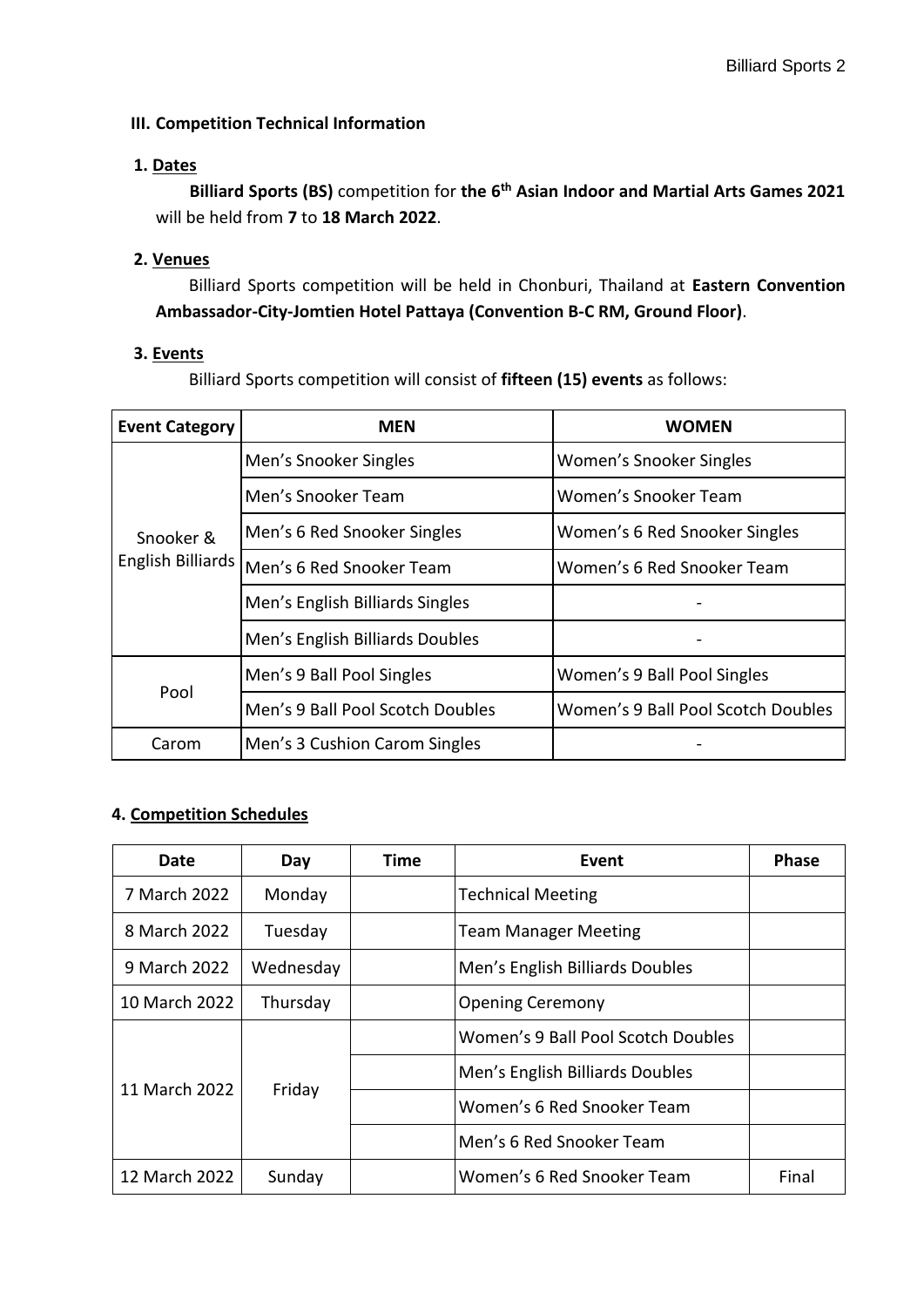### III. Competition Technical Information

#### 1. Dates

**Billiard Sports (BS)** competition for **the 6th Asian Indoor and Martial Arts Games 2021** will be held from **7** to **18 March 2022**.

#### 2. Venues

Billiard Sports competition will be held in Chonburi, Thailand at **Eastern Convention Ambassador-City-Jomtien Hotel Pattaya (Convention B-C RM, Ground Floor)**.

#### 3. Events

Billiard Sports competition will consist of **fifteen (15) events** as follows:

| Event Category | MEN | WOMEN |
|---|---|---|
| Snooker & English Billiards | Men's Snooker Singles | Women's Snooker Singles |
| | Men's Snooker Team | Women's Snooker Team |
| | Men's 6 Red Snooker Singles | Women's 6 Red Snooker Singles |
| | Men's 6 Red Snooker Team | Women's 6 Red Snooker Team |
| | Men's English Billiards Singles | - |
| | Men's English Billiards Doubles | - |
| Pool | Men's 9 Ball Pool Singles | Women's 9 Ball Pool Singles |
| | Men's 9 Ball Pool Scotch Doubles | Women's 9 Ball Pool Scotch Doubles |
| Carom | Men's 3 Cushion Carom Singles | - |

#### 4. Competition Schedules

| Date | Day | Time | Event | Phase |
|---|---|---|---|---|
| 7 March 2022 | Monday | | Technical Meeting | |
| 8 March 2022 | Tuesday | | Team Manager Meeting | |
| 9 March 2022 | Wednesday | | Men's English Billiards Doubles | |
| 10 March 2022 | Thursday | | Opening Ceremony | |
| 11 March 2022 | Friday | | Women's 9 Ball Pool Scotch Doubles | |
| | | | Men's English Billiards Doubles | |
| | | | Women's 6 Red Snooker Team | |
| | | | Men's 6 Red Snooker Team | |
| 12 March 2022 | Sunday | | Women's 6 Red Snooker Team | Final |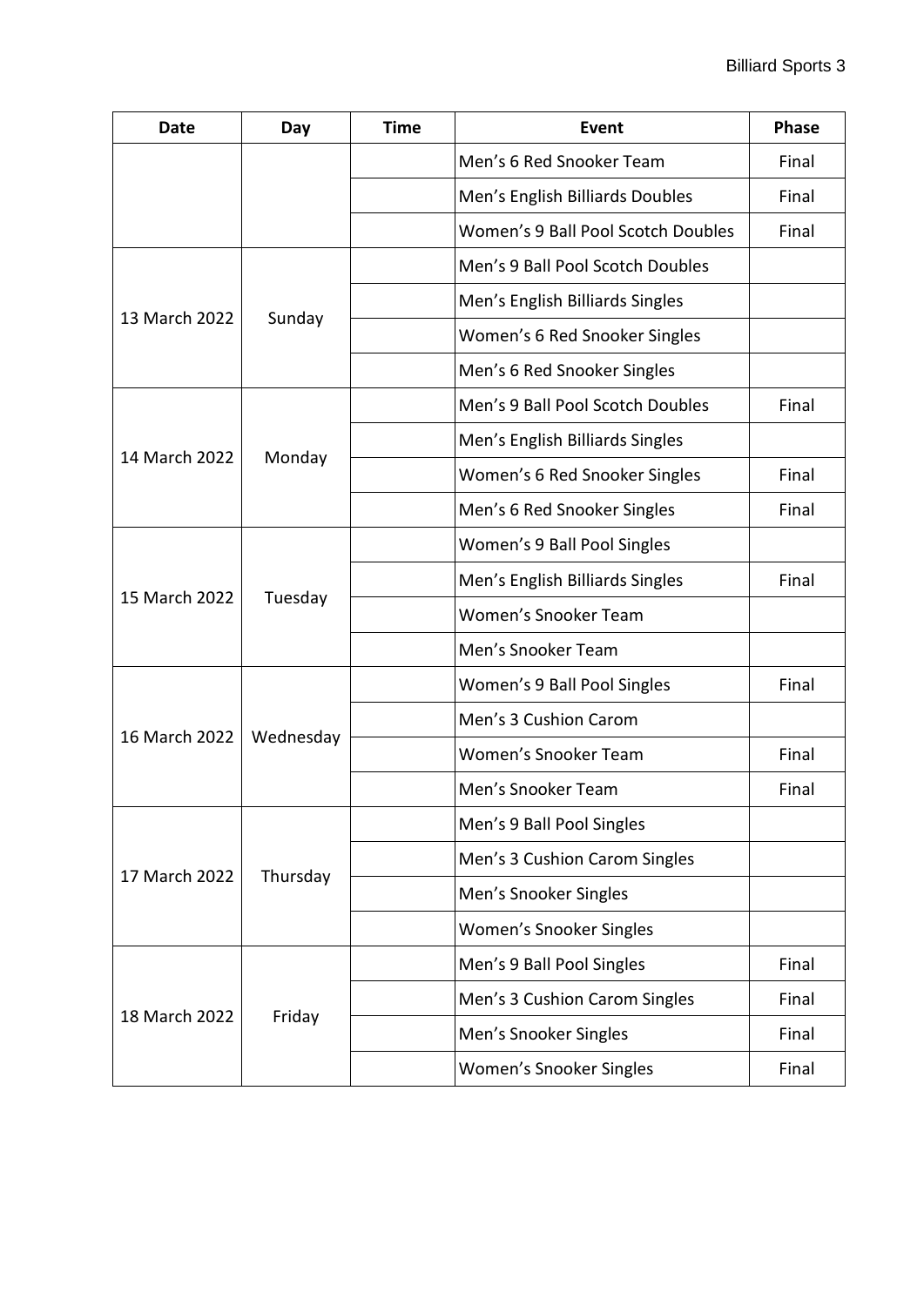| Date | Day | Time | Event | Phase |
|---|---|---|---|---|
| | | | Men’s 6 Red Snooker Team | Final |
| | | | Men’s English Billiards Doubles | Final |
| | | | Women’s 9 Ball Pool Scotch Doubles | Final |
| 13 March 2022 | Sunday | | Men’s 9 Ball Pool Scotch Doubles | |
| | | | Men’s English Billiards Singles | |
| | | | Women’s 6 Red Snooker Singles | |
| | | | Men’s 6 Red Snooker Singles | |
| 14 March 2022 | Monday | | Men’s 9 Ball Pool Scotch Doubles | Final |
| | | | Men’s English Billiards Singles | |
| | | | Women’s 6 Red Snooker Singles | Final |
| | | | Men’s 6 Red Snooker Singles | Final |
| 15 March 2022 | Tuesday | | Women’s 9 Ball Pool Singles | |
| | | | Men’s English Billiards Singles | Final |
| | | | Women’s Snooker Team | |
| | | | Men’s Snooker Team | |
| 16 March 2022 | Wednesday | | Women’s 9 Ball Pool Singles | Final |
| | | | Men’s 3 Cushion Carom | |
| | | | Women’s Snooker Team | Final |
| | | | Men’s Snooker Team | Final |
| 17 March 2022 | Thursday | | Men’s 9 Ball Pool Singles | |
| | | | Men’s 3 Cushion Carom Singles | |
| | | | Men’s Snooker Singles | |
| | | | Women’s Snooker Singles | |
| 18 March 2022 | Friday | | Men’s 9 Ball Pool Singles | Final |
| | | | Men’s 3 Cushion Carom Singles | Final |
| | | | Men’s Snooker Singles | Final |
| | | | Women’s Snooker Singles | Final |